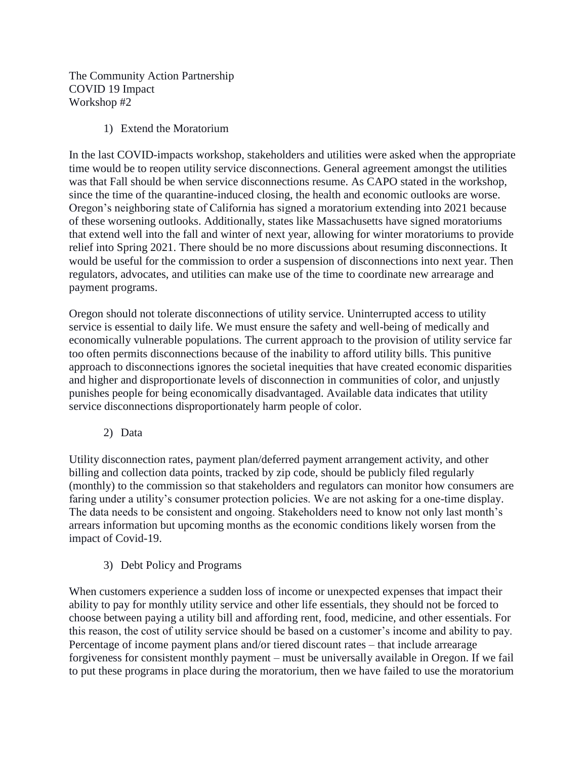The Community Action Partnership
COVID 19 Impact
Workshop #2

1) Extend the Moratorium

In the last COVID-impacts workshop, stakeholders and utilities were asked when the appropriate time would be to reopen utility service disconnections. General agreement amongst the utilities was that Fall should be when service disconnections resume. As CAPO stated in the workshop, since the time of the quarantine-induced closing, the health and economic outlooks are worse. Oregon's neighboring state of California has signed a moratorium extending into 2021 because of these worsening outlooks. Additionally, states like Massachusetts have signed moratoriums that extend well into the fall and winter of next year, allowing for winter moratoriums to provide relief into Spring 2021. There should be no more discussions about resuming disconnections. It would be useful for the commission to order a suspension of disconnections into next year. Then regulators, advocates, and utilities can make use of the time to coordinate new arrearage and payment programs.

Oregon should not tolerate disconnections of utility service. Uninterrupted access to utility service is essential to daily life. We must ensure the safety and well-being of medically and economically vulnerable populations. The current approach to the provision of utility service far too often permits disconnections because of the inability to afford utility bills. This punitive approach to disconnections ignores the societal inequities that have created economic disparities and higher and disproportionate levels of disconnection in communities of color, and unjustly punishes people for being economically disadvantaged. Available data indicates that utility service disconnections disproportionately harm people of color.

2) Data

Utility disconnection rates, payment plan/deferred payment arrangement activity, and other billing and collection data points, tracked by zip code, should be publicly filed regularly (monthly) to the commission so that stakeholders and regulators can monitor how consumers are faring under a utility's consumer protection policies. We are not asking for a one-time display. The data needs to be consistent and ongoing. Stakeholders need to know not only last month's arrears information but upcoming months as the economic conditions likely worsen from the impact of Covid-19.

3) Debt Policy and Programs

When customers experience a sudden loss of income or unexpected expenses that impact their ability to pay for monthly utility service and other life essentials, they should not be forced to choose between paying a utility bill and affording rent, food, medicine, and other essentials. For this reason, the cost of utility service should be based on a customer's income and ability to pay. Percentage of income payment plans and/or tiered discount rates – that include arrearage forgiveness for consistent monthly payment – must be universally available in Oregon. If we fail to put these programs in place during the moratorium, then we have failed to use the moratorium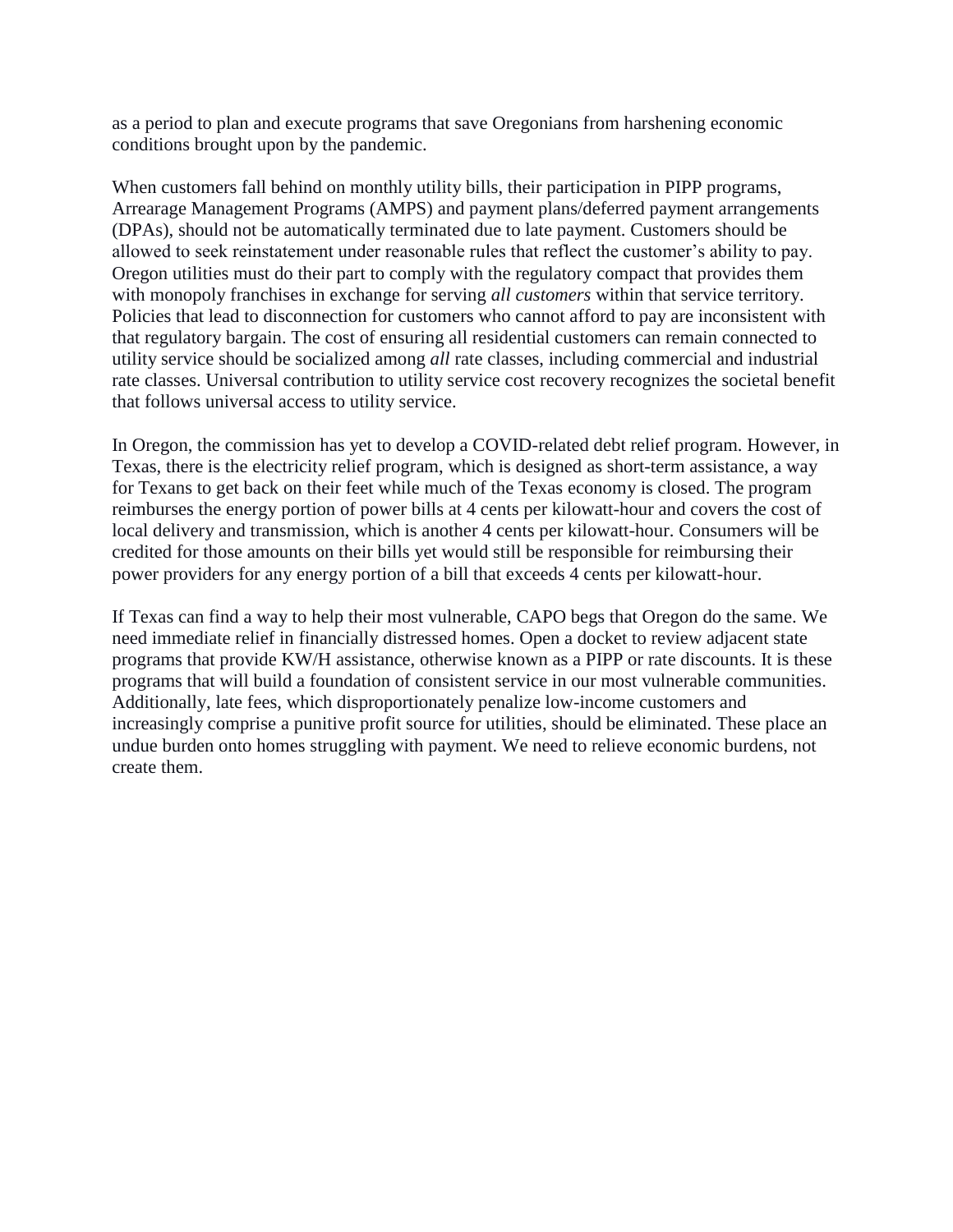as a period to plan and execute programs that save Oregonians from harshening economic conditions brought upon by the pandemic.

When customers fall behind on monthly utility bills, their participation in PIPP programs, Arrearage Management Programs (AMPS) and payment plans/deferred payment arrangements (DPAs), should not be automatically terminated due to late payment. Customers should be allowed to seek reinstatement under reasonable rules that reflect the customer's ability to pay. Oregon utilities must do their part to comply with the regulatory compact that provides them with monopoly franchises in exchange for serving *all customers* within that service territory. Policies that lead to disconnection for customers who cannot afford to pay are inconsistent with that regulatory bargain. The cost of ensuring all residential customers can remain connected to utility service should be socialized among *all* rate classes, including commercial and industrial rate classes. Universal contribution to utility service cost recovery recognizes the societal benefit that follows universal access to utility service.

In Oregon, the commission has yet to develop a COVID-related debt relief program. However, in Texas, there is the electricity relief program, which is designed as short-term assistance, a way for Texans to get back on their feet while much of the Texas economy is closed. The program reimburses the energy portion of power bills at 4 cents per kilowatt-hour and covers the cost of local delivery and transmission, which is another 4 cents per kilowatt-hour. Consumers will be credited for those amounts on their bills yet would still be responsible for reimbursing their power providers for any energy portion of a bill that exceeds 4 cents per kilowatt-hour.

If Texas can find a way to help their most vulnerable, CAPO begs that Oregon do the same. We need immediate relief in financially distressed homes. Open a docket to review adjacent state programs that provide KW/H assistance, otherwise known as a PIPP or rate discounts. It is these programs that will build a foundation of consistent service in our most vulnerable communities. Additionally, late fees, which disproportionately penalize low-income customers and increasingly comprise a punitive profit source for utilities, should be eliminated. These place an undue burden onto homes struggling with payment. We need to relieve economic burdens, not create them.